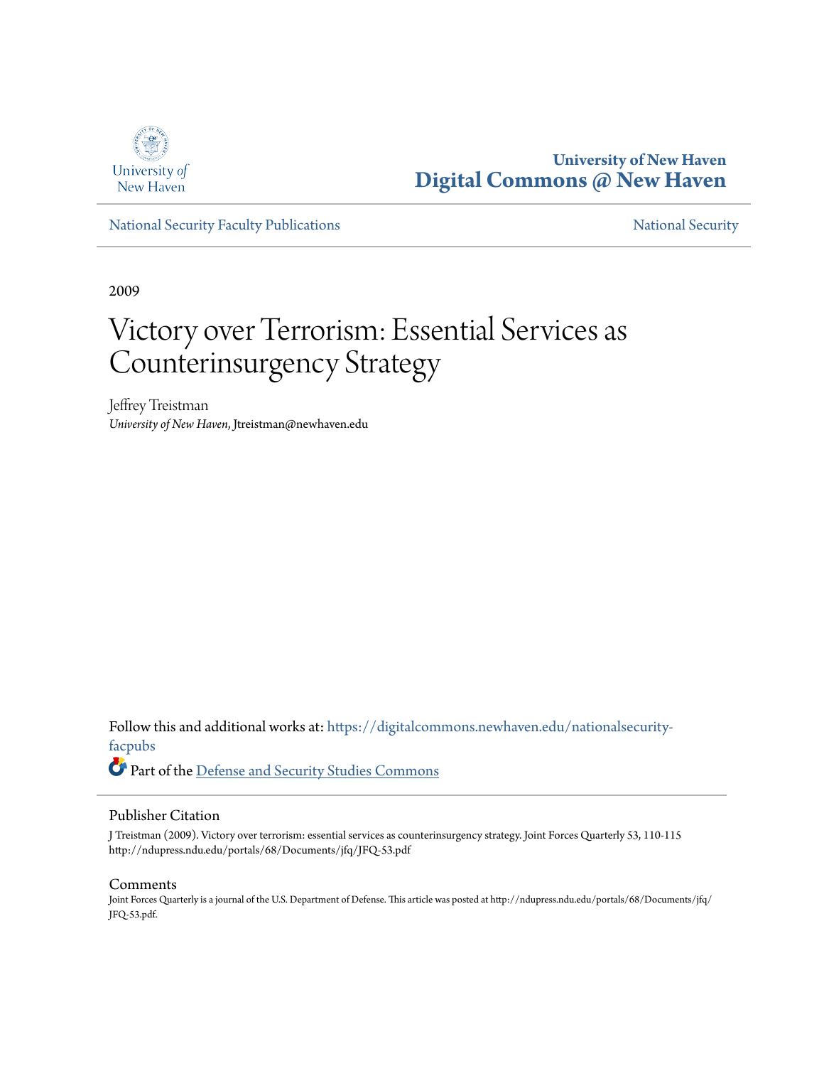University of New Haven

**University of New Haven**
**Digital Commons @ New Haven**

National Security Faculty Publications | National Security

2009

# Victory over Terrorism: Essential Services as Counterinsurgency Strategy

Jeffrey Treistman
*University of New Haven*, Jtreistman@newhaven.edu

Follow this and additional works at: https://digitalcommons.newhaven.edu/nationalsecurity-facpubs

Part of the Defense and Security Studies Commons

## Publisher Citation

J Treistman (2009). Victory over terrorism: essential services as counterinsurgency strategy. Joint Forces Quarterly 53, 110-115 http://ndupress.ndu.edu/portals/68/Documents/jfq/JFQ-53.pdf

## Comments

Joint Forces Quarterly is a journal of the U.S. Department of Defense. This article was posted at http://ndupress.ndu.edu/portals/68/Documents/jfq/JFQ-53.pdf.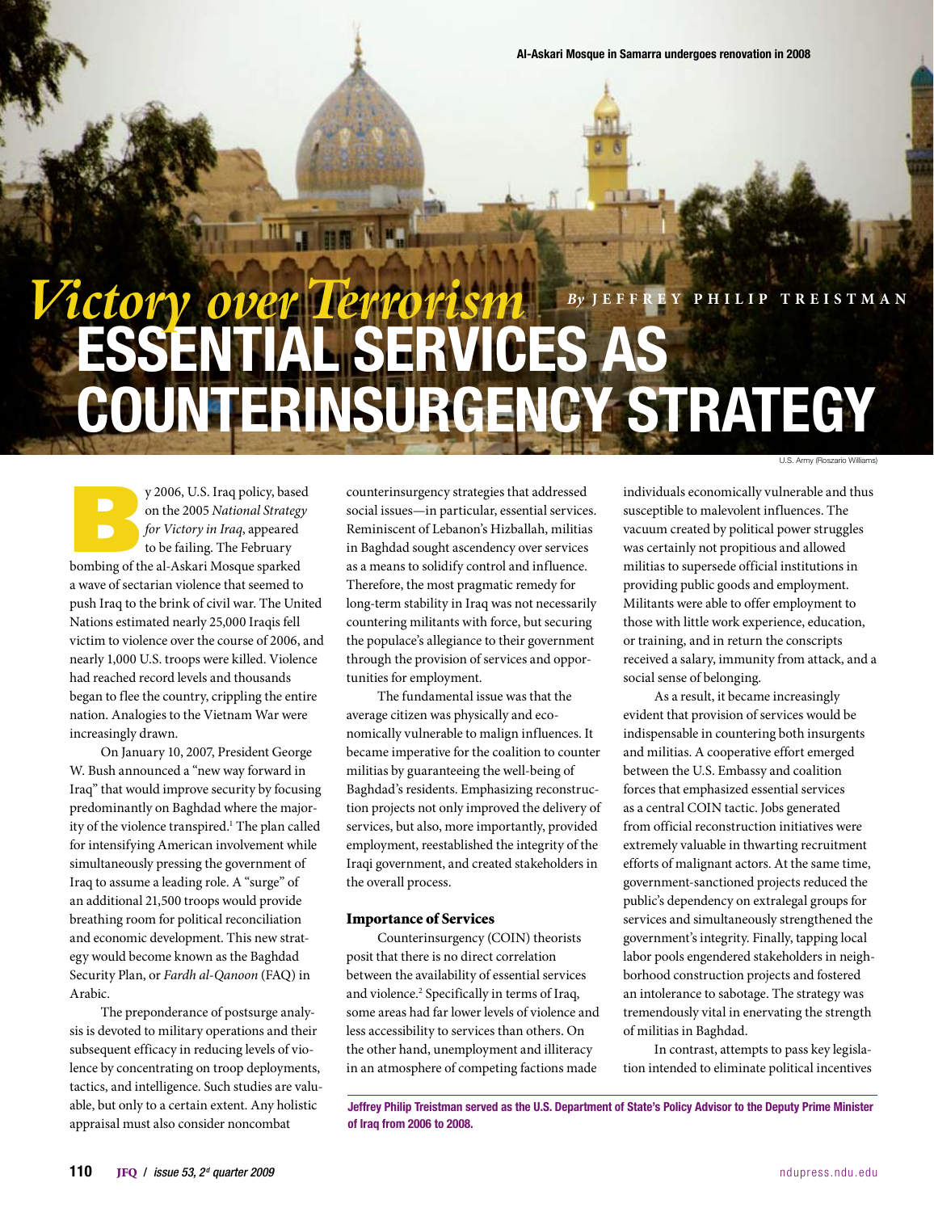Al-Askari Mosque in Samarra undergoes renovation in 2008

U.S. Army (Roszario Williams)

# Victory over Terrorism: Essential Services as Counterinsurgency Strategy

By Jeffrey Philip Treistman

By 2006, U.S. Iraq policy, based on the 2005 *National Strategy for Victory in Iraq*, appeared to be failing. The February bombing of the al-Askari Mosque sparked a wave of sectarian violence that seemed to push Iraq to the brink of civil war. The United Nations estimated nearly 25,000 Iraqis fell victim to violence over the course of 2006, and nearly 1,000 U.S. troops were killed. Violence had reached record levels and thousands began to flee the country, crippling the entire nation. Analogies to the Vietnam War were increasingly drawn.

On January 10, 2007, President George W. Bush announced a "new way forward in Iraq" that would improve security by focusing predominantly on Baghdad where the majority of the violence transpired.[1] The plan called for intensifying American involvement while simultaneously pressing the government of Iraq to assume a leading role. A "surge" of an additional 21,500 troops would provide breathing room for political reconciliation and economic development. This new strategy would become known as the Baghdad Security Plan, or *Fardh al-Qanoon* (FAQ) in Arabic.

The preponderance of postsurge analysis is devoted to military operations and their subsequent efficacy in reducing levels of violence by concentrating on troop deployments, tactics, and intelligence. Such studies are valuable, but only to a certain extent. Any holistic appraisal must also consider noncombat counterinsurgency strategies that addressed social issues—in particular, essential services. Reminiscent of Lebanon's Hizballah, militias in Baghdad sought ascendency over services as a means to solidify control and influence. Therefore, the most pragmatic remedy for long-term stability in Iraq was not necessarily countering militants with force, but securing the populace's allegiance to their government through the provision of services and opportunities for employment.

The fundamental issue was that the average citizen was physically and economically vulnerable to malign influences. It became imperative for the coalition to counter militias by guaranteeing the well-being of Baghdad's residents. Emphasizing reconstruction projects not only improved the delivery of services, but also, more importantly, provided employment, reestablished the integrity of the Iraqi government, and created stakeholders in the overall process.

## Importance of Services

Counterinsurgency (COIN) theorists posit that there is no direct correlation between the availability of essential services and violence.[2] Specifically in terms of Iraq, some areas had far lower levels of violence and less accessibility to services than others. On the other hand, unemployment and illiteracy in an atmosphere of competing factions made individuals economically vulnerable and thus susceptible to malevolent influences. The vacuum created by political power struggles was certainly not propitious and allowed militias to supersede official institutions in providing public goods and employment. Militants were able to offer employment to those with little work experience, education, or training, and in return the conscripts received a salary, immunity from attack, and a social sense of belonging.

As a result, it became increasingly evident that provision of services would be indispensable in countering both insurgents and militias. A cooperative effort emerged between the U.S. Embassy and coalition forces that emphasized essential services as a central COIN tactic. Jobs generated from official reconstruction initiatives were extremely valuable in thwarting recruitment efforts of malignant actors. At the same time, government-sanctioned projects reduced the public's dependency on extralegal groups for services and simultaneously strengthened the government's integrity. Finally, tapping local labor pools engendered stakeholders in neighborhood construction projects and fostered an intolerance to sabotage. The strategy was tremendously vital in enervating the strength of militias in Baghdad.

In contrast, attempts to pass key legislation intended to eliminate political incentives

Jeffrey Philip Treistman served as the U.S. Department of State's Policy Advisor to the Deputy Prime Minister of Iraq from 2006 to 2008.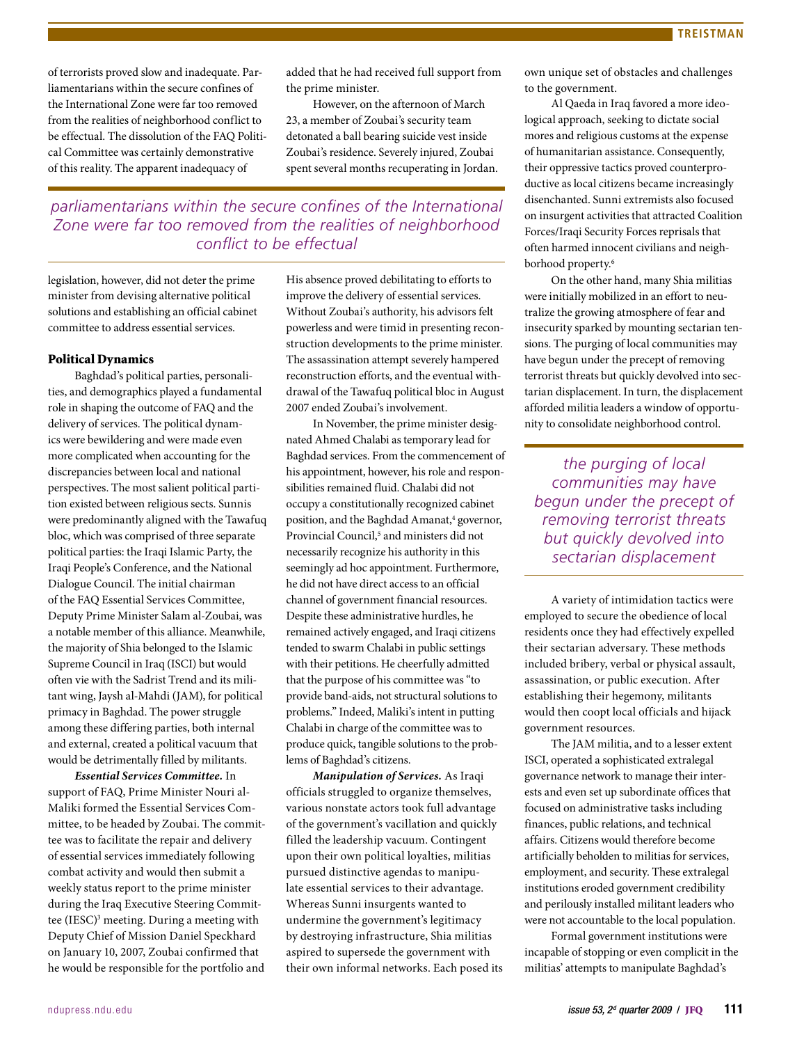of terrorists proved slow and inadequate. Parliamentarians within the secure confines of the International Zone were far too removed from the realities of neighborhood conflict to be effectual. The dissolution of the FAQ Political Committee was certainly demonstrative of this reality. The apparent inadequacy of legislation, however, did not deter the prime minister from devising alternative political solutions and establishing an official cabinet committee to address essential services.

> *parliamentarians within the secure confines of the International Zone were far too removed from the realities of neighborhood conflict to be effectual*

### Political Dynamics

Baghdad's political parties, personalities, and demographics played a fundamental role in shaping the outcome of FAQ and the delivery of services. The political dynamics were bewildering and were made even more complicated when accounting for the discrepancies between local and national perspectives. The most salient political partition existed between religious sects. Sunnis were predominantly aligned with the Tawafuq bloc, which was comprised of three separate political parties: the Iraqi Islamic Party, the Iraqi People's Conference, and the National Dialogue Council. The initial chairman of the FAQ Essential Services Committee, Deputy Prime Minister Salam al-Zoubai, was a notable member of this alliance. Meanwhile, the majority of Shia belonged to the Islamic Supreme Council in Iraq (ISCI) but would often vie with the Sadrist Trend and its militant wing, Jaysh al-Mahdi (JAM), for political primacy in Baghdad. The power struggle among these differing parties, both internal and external, created a political vacuum that would be detrimentally filled by militants.

***Essential Services Committee.*** In support of FAQ, Prime Minister Nouri al-Maliki formed the Essential Services Committee, to be headed by Zoubai. The committee was to facilitate the repair and delivery of essential services immediately following combat activity and would then submit a weekly status report to the prime minister during the Iraq Executive Steering Committee (IESC)[3] meeting. During a meeting with Deputy Chief of Mission Daniel Speckhard on January 10, 2007, Zoubai confirmed that he would be responsible for the portfolio and added that he had received full support from the prime minister.

However, on the afternoon of March 23, a member of Zoubai's security team detonated a ball bearing suicide vest inside Zoubai's residence. Severely injured, Zoubai spent several months recuperating in Jordan. His absence proved debilitating to efforts to improve the delivery of essential services. Without Zoubai's authority, his advisors felt powerless and were timid in presenting reconstruction developments to the prime minister. The assassination attempt severely hampered reconstruction efforts, and the eventual withdrawal of the Tawafuq political bloc in August 2007 ended Zoubai's involvement.

In November, the prime minister designated Ahmed Chalabi as temporary lead for Baghdad services. From the commencement of his appointment, however, his role and responsibilities remained fluid. Chalabi did not occupy a constitutionally recognized cabinet position, and the Baghdad Amanat,[4] governor, Provincial Council,[5] and ministers did not necessarily recognize his authority in this seemingly ad hoc appointment. Furthermore, he did not have direct access to an official channel of government financial resources. Despite these administrative hurdles, he remained actively engaged, and Iraqi citizens tended to swarm Chalabi in public settings with their petitions. He cheerfully admitted that the purpose of his committee was "to provide band-aids, not structural solutions to problems." Indeed, Maliki's intent in putting Chalabi in charge of the committee was to produce quick, tangible solutions to the problems of Baghdad's citizens.

***Manipulation of Services.*** As Iraqi officials struggled to organize themselves, various nonstate actors took full advantage of the government's vacillation and quickly filled the leadership vacuum. Contingent upon their own political loyalties, militias pursued distinctive agendas to manipulate essential services to their advantage. Whereas Sunni insurgents wanted to undermine the government's legitimacy by destroying infrastructure, Shia militias aspired to supersede the government with their own informal networks. Each posed its own unique set of obstacles and challenges to the government.

Al Qaeda in Iraq favored a more ideological approach, seeking to dictate social mores and religious customs at the expense of humanitarian assistance. Consequently, their oppressive tactics proved counterproductive as local citizens became increasingly disenchanted. Sunni extremists also focused on insurgent activities that attracted Coalition Forces/Iraqi Security Forces reprisals that often harmed innocent civilians and neighborhood property.[6]

On the other hand, many Shia militias were initially mobilized in an effort to neutralize the growing atmosphere of fear and insecurity sparked by mounting sectarian tensions. The purging of local communities may have begun under the precept of removing terrorist threats but quickly devolved into sectarian displacement. In turn, the displacement afforded militia leaders a window of opportunity to consolidate neighborhood control.

> *the purging of local communities may have begun under the precept of removing terrorist threats but quickly devolved into sectarian displacement*

A variety of intimidation tactics were employed to secure the obedience of local residents once they had effectively expelled their sectarian adversary. These methods included bribery, verbal or physical assault, assassination, or public execution. After establishing their hegemony, militants would then coopt local officials and hijack government resources.

The JAM militia, and to a lesser extent ISCI, operated a sophisticated extralegal governance network to manage their interests and even set up subordinate offices that focused on administrative tasks including finances, public relations, and technical affairs. Citizens would therefore become artificially beholden to militias for services, employment, and security. These extralegal institutions eroded government credibility and perilously installed militant leaders who were not accountable to the local population.

Formal government institutions were incapable of stopping or even complicit in the militias' attempts to manipulate Baghdad's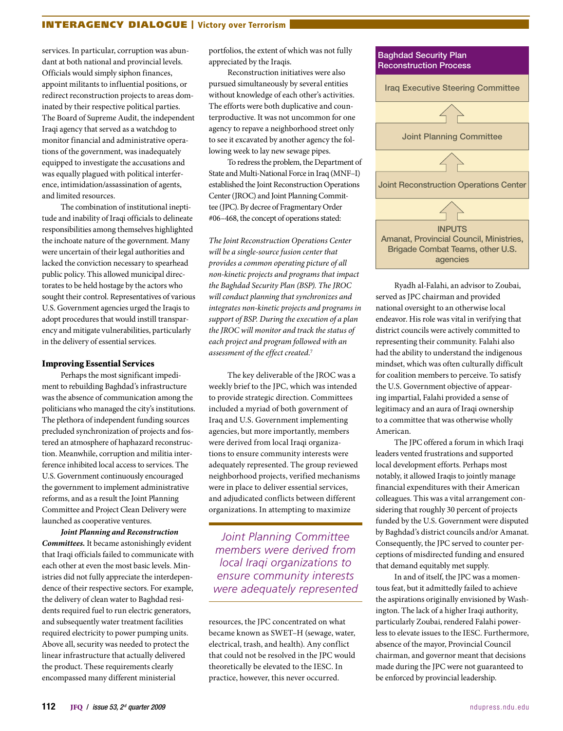services. In particular, corruption was abundant at both national and provincial levels. Officials would simply siphon finances, appoint militants to influential positions, or redirect reconstruction projects to areas dominated by their respective political parties. The Board of Supreme Audit, the independent Iraqi agency that served as a watchdog to monitor financial and administrative operations of the government, was inadequately equipped to investigate the accusations and was equally plagued with political interference, intimidation/assassination of agents, and limited resources.

The combination of institutional ineptitude and inability of Iraqi officials to delineate responsibilities among themselves highlighted the inchoate nature of the government. Many were uncertain of their legal authorities and lacked the conviction necessary to spearhead public policy. This allowed municipal directorates to be held hostage by the actors who sought their control. Representatives of various U.S. Government agencies urged the Iraqis to adopt procedures that would instill transparency and mitigate vulnerabilities, particularly in the delivery of essential services.

### Improving Essential Services

Perhaps the most significant impediment to rebuilding Baghdad's infrastructure was the absence of communication among the politicians who managed the city's institutions. The plethora of independent funding sources precluded synchronization of projects and fostered an atmosphere of haphazard reconstruction. Meanwhile, corruption and militia interference inhibited local access to services. The U.S. Government continuously encouraged the government to implement administrative reforms, and as a result the Joint Planning Committee and Project Clean Delivery were launched as cooperative ventures.

***Joint Planning and Reconstruction Committees.*** It became astonishingly evident that Iraqi officials failed to communicate with each other at even the most basic levels. Ministries did not fully appreciate the interdependence of their respective sectors. For example, the delivery of clean water to Baghdad residents required fuel to run electric generators, and subsequently water treatment facilities required electricity to power pumping units. Above all, security was needed to protect the linear infrastructure that actually delivered the product. These requirements clearly encompassed many different ministerial portfolios, the extent of which was not fully appreciated by the Iraqis.

Reconstruction initiatives were also pursued simultaneously by several entities without knowledge of each other's activities. The efforts were both duplicative and counterproductive. It was not uncommon for one agency to repave a neighborhood street only to see it excavated by another agency the following week to lay new sewage pipes.

To redress the problem, the Department of State and Multi-National Force in Iraq (MNF–I) established the Joint Reconstruction Operations Center (JROC) and Joint Planning Committee (JPC). By decree of Fragmentary Order #06–468, the concept of operations stated:

*The Joint Reconstruction Operations Center will be a single-source fusion center that provides a common operating picture of all non-kinetic projects and programs that impact the Baghdad Security Plan (BSP). The JROC will conduct planning that synchronizes and integrates non-kinetic projects and programs in support of BSP. During the execution of a plan the JROC will monitor and track the status of each project and program followed with an assessment of the effect created.*[7]

The key deliverable of the JROC was a weekly brief to the JPC, which was intended to provide strategic direction. Committees included a myriad of both government of Iraq and U.S. Government implementing agencies, but more importantly, members were derived from local Iraqi organizations to ensure community interests were adequately represented. The group reviewed neighborhood projects, verified mechanisms were in place to deliver essential services, and adjudicated conflicts between different organizations. In attempting to maximize resources, the JPC concentrated on what became known as SWET–H (sewage, water, electrical, trash, and health). Any conflict that could not be resolved in the JPC would theoretically be elevated to the IESC. In practice, however, this never occurred.

> *Joint Planning Committee members were derived from local Iraqi organizations to ensure community interests were adequately represented*

**Baghdad Security Plan Reconstruction Process**

Iraq Executive Steering Committee

↑

Joint Planning Committee

↑

Joint Reconstruction Operations Center

↑

INPUTS
Amanat, Provincial Council, Ministries, Brigade Combat Teams, other U.S. agencies

Ryadh al-Falahi, an advisor to Zoubai, served as JPC chairman and provided national oversight to an otherwise local endeavor. His role was vital in verifying that district councils were actively committed to representing their community. Falahi also had the ability to understand the indigenous mindset, which was often culturally difficult for coalition members to perceive. To satisfy the U.S. Government objective of appearing impartial, Falahi provided a sense of legitimacy and an aura of Iraqi ownership to a committee that was otherwise wholly American.

The JPC offered a forum in which Iraqi leaders vented frustrations and supported local development efforts. Perhaps most notably, it allowed Iraqis to jointly manage financial expenditures with their American colleagues. This was a vital arrangement considering that roughly 30 percent of projects funded by the U.S. Government were disputed by Baghdad's district councils and/or Amanat. Consequently, the JPC served to counter perceptions of misdirected funding and ensured that demand equitably met supply.

In and of itself, the JPC was a momentous feat, but it admittedly failed to achieve the aspirations originally envisioned by Washington. The lack of a higher Iraqi authority, particularly Zoubai, rendered Falahi powerless to elevate issues to the IESC. Furthermore, absence of the mayor, Provincial Council chairman, and governor meant that decisions made during the JPC were not guaranteed to be enforced by provincial leadership.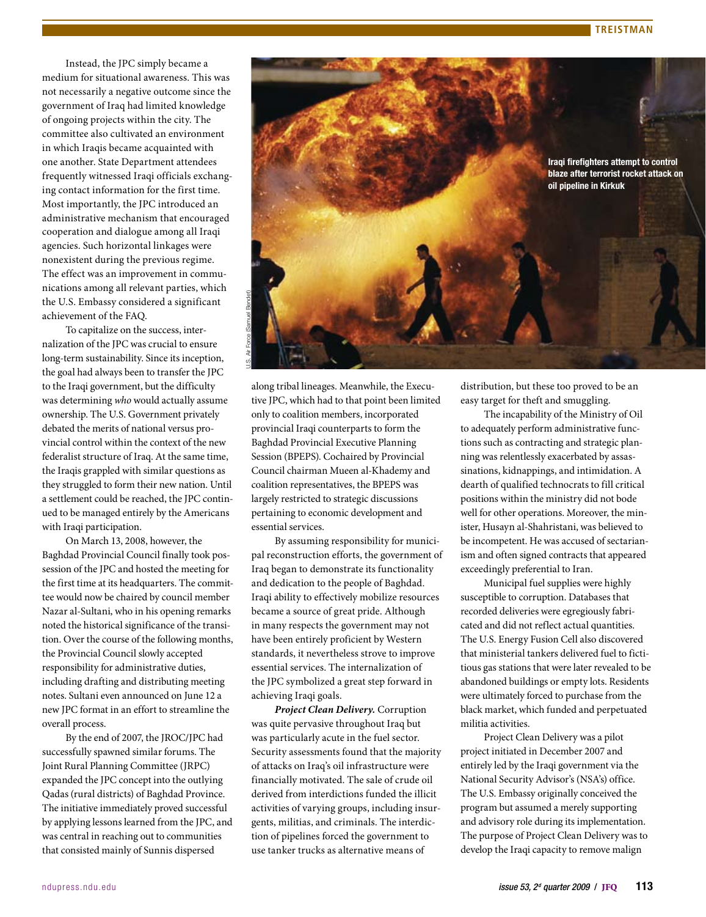Instead, the JPC simply became a medium for situational awareness. This was not necessarily a negative outcome since the government of Iraq had limited knowledge of ongoing projects within the city. The committee also cultivated an environment in which Iraqis became acquainted with one another. State Department attendees frequently witnessed Iraqi officials exchanging contact information for the first time. Most importantly, the JPC introduced an administrative mechanism that encouraged cooperation and dialogue among all Iraqi agencies. Such horizontal linkages were nonexistent during the previous regime. The effect was an improvement in communications among all relevant parties, which the U.S. Embassy considered a significant achievement of the FAQ.

To capitalize on the success, internalization of the JPC was crucial to ensure long-term sustainability. Since its inception, the goal had always been to transfer the JPC to the Iraqi government, but the difficulty was determining *who* would actually assume ownership. The U.S. Government privately debated the merits of national versus provincial control within the context of the new federalist structure of Iraq. At the same time, the Iraqis grappled with similar questions as they struggled to form their new nation. Until a settlement could be reached, the JPC continued to be managed entirely by the Americans with Iraqi participation.

On March 13, 2008, however, the Baghdad Provincial Council finally took possession of the JPC and hosted the meeting for the first time at its headquarters. The committee would now be chaired by council member Nazar al-Sultani, who in his opening remarks noted the historical significance of the transition. Over the course of the following months, the Provincial Council slowly accepted responsibility for administrative duties, including drafting and distributing meeting notes. Sultani even announced on June 12 a new JPC format in an effort to streamline the overall process.

By the end of 2007, the JROC/JPC had successfully spawned similar forums. The Joint Rural Planning Committee (JRPC) expanded the JPC concept into the outlying Qadas (rural districts) of Baghdad Province. The initiative immediately proved successful by applying lessons learned from the JPC, and was central in reaching out to communities that consisted mainly of Sunnis dispersed along tribal lineages. Meanwhile, the Executive JPC, which had to that point been limited only to coalition members, incorporated provincial Iraqi counterparts to form the Baghdad Provincial Executive Planning Session (BPEPS). Cochaired by Provincial Council chairman Mueen al-Khademy and coalition representatives, the BPEPS was largely restricted to strategic discussions pertaining to economic development and essential services.

Iraqi firefighters attempt to control blaze after terrorist rocket attack on oil pipeline in Kirkuk

U.S. Air Force (Samuel Bendet)

By assuming responsibility for municipal reconstruction efforts, the government of Iraq began to demonstrate its functionality and dedication to the people of Baghdad. Iraqi ability to effectively mobilize resources became a source of great pride. Although in many respects the government may not have been entirely proficient by Western standards, it nevertheless strove to improve essential services. The internalization of the JPC symbolized a great step forward in achieving Iraqi goals.

***Project Clean Delivery.*** Corruption was quite pervasive throughout Iraq but was particularly acute in the fuel sector. Security assessments found that the majority of attacks on Iraq's oil infrastructure were financially motivated. The sale of crude oil derived from interdictions funded the illicit activities of varying groups, including insurgents, militias, and criminals. The interdiction of pipelines forced the government to use tanker trucks as alternative means of distribution, but these too proved to be an easy target for theft and smuggling.

The incapability of the Ministry of Oil to adequately perform administrative functions such as contracting and strategic planning was relentlessly exacerbated by assassinations, kidnappings, and intimidation. A dearth of qualified technocrats to fill critical positions within the ministry did not bode well for other operations. Moreover, the minister, Husayn al-Shahristani, was believed to be incompetent. He was accused of sectarianism and often signed contracts that appeared exceedingly preferential to Iran.

Municipal fuel supplies were highly susceptible to corruption. Databases that recorded deliveries were egregiously fabricated and did not reflect actual quantities. The U.S. Energy Fusion Cell also discovered that ministerial tankers delivered fuel to fictitious gas stations that were later revealed to be abandoned buildings or empty lots. Residents were ultimately forced to purchase from the black market, which funded and perpetuated militia activities.

Project Clean Delivery was a pilot project initiated in December 2007 and entirely led by the Iraqi government via the National Security Advisor's (NSA's) office. The U.S. Embassy originally conceived the program but assumed a merely supporting and advisory role during its implementation. The purpose of Project Clean Delivery was to develop the Iraqi capacity to remove malign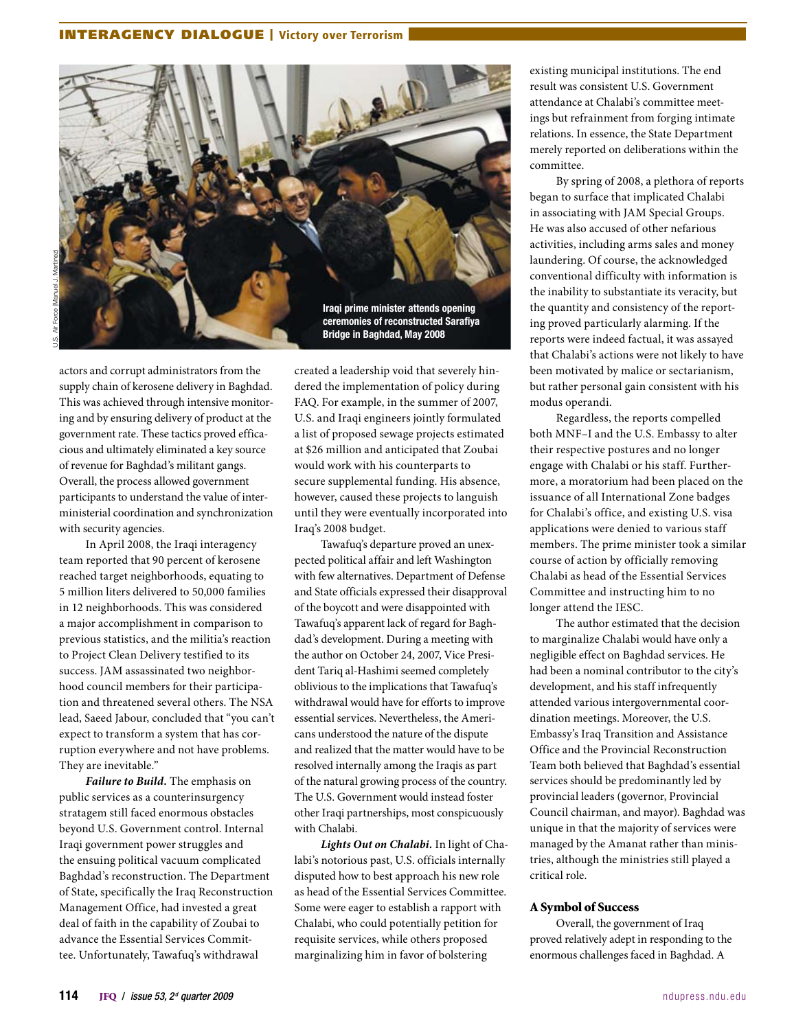actors and corrupt administrators from the supply chain of kerosene delivery in Baghdad. This was achieved through intensive monitoring and by ensuring delivery of product at the government rate. These tactics proved efficacious and ultimately eliminated a key source of revenue for Baghdad's militant gangs. Overall, the process allowed government participants to understand the value of interministerial coordination and synchronization with security agencies.

In April 2008, the Iraqi interagency team reported that 90 percent of kerosene reached target neighborhoods, equating to 5 million liters delivered to 50,000 families in 12 neighborhoods. This was considered a major accomplishment in comparison to previous statistics, and the militia's reaction to Project Clean Delivery testified to its success. JAM assassinated two neighborhood council members for their participation and threatened several others. The NSA lead, Saeed Jabour, concluded that "you can't expect to transform a system that has corruption everywhere and not have problems. They are inevitable."

***Failure to Build.*** The emphasis on public services as a counterinsurgency stratagem still faced enormous obstacles beyond U.S. Government control. Internal Iraqi government power struggles and the ensuing political vacuum complicated Baghdad's reconstruction. The Department of State, specifically the Iraq Reconstruction Management Office, had invested a great deal of faith in the capability of Zoubai to advance the Essential Services Committee. Unfortunately, Tawafuq's withdrawal created a leadership void that severely hindered the implementation of policy during FAQ. For example, in the summer of 2007, U.S. and Iraqi engineers jointly formulated a list of proposed sewage projects estimated at $26 million and anticipated that Zoubai would work with his counterparts to secure supplemental funding. His absence, however, caused these projects to languish until they were eventually incorporated into Iraq's 2008 budget.

Tawafuq's departure proved an unexpected political affair and left Washington with few alternatives. Department of Defense and State officials expressed their disapproval of the boycott and were disappointed with Tawafuq's apparent lack of regard for Baghdad's development. During a meeting with the author on October 24, 2007, Vice President Tariq al-Hashimi seemed completely oblivious to the implications that Tawafuq's withdrawal would have for efforts to improve essential services. Nevertheless, the Americans understood the nature of the dispute and realized that the matter would have to be resolved internally among the Iraqis as part of the natural growing process of the country. The U.S. Government would instead foster other Iraqi partnerships, most conspicuously with Chalabi.

***Lights Out on Chalabi.*** In light of Chalabi's notorious past, U.S. officials internally disputed how to best approach his new role as head of the Essential Services Committee. Some were eager to establish a rapport with Chalabi, who could potentially petition for requisite services, while others proposed marginalizing him in favor of bolstering existing municipal institutions. The end result was consistent U.S. Government attendance at Chalabi's committee meetings but refrainment from forging intimate relations. In essence, the State Department merely reported on deliberations within the committee.

By spring of 2008, a plethora of reports began to surface that implicated Chalabi in associating with JAM Special Groups. He was also accused of other nefarious activities, including arms sales and money laundering. Of course, the acknowledged conventional difficulty with information is the inability to substantiate its veracity, but the quantity and consistency of the reporting proved particularly alarming. If the reports were indeed factual, it was assayed that Chalabi's actions were not likely to have been motivated by malice or sectarianism, but rather personal gain consistent with his modus operandi.

Regardless, the reports compelled both MNF–I and the U.S. Embassy to alter their respective postures and no longer engage with Chalabi or his staff. Furthermore, a moratorium had been placed on the issuance of all International Zone badges for Chalabi's office, and existing U.S. visa applications were denied to various staff members. The prime minister took a similar course of action by officially removing Chalabi as head of the Essential Services Committee and instructing him to no longer attend the IESC.

The author estimated that the decision to marginalize Chalabi would have only a negligible effect on Baghdad services. He had been a nominal contributor to the city's development, and his staff infrequently attended various intergovernmental coordination meetings. Moreover, the U.S. Embassy's Iraq Transition and Assistance Office and the Provincial Reconstruction Team both believed that Baghdad's essential services should be predominantly led by provincial leaders (governor, Provincial Council chairman, and mayor). Baghdad was unique in that the majority of services were managed by the Amanat rather than ministries, although the ministries still played a critical role.

Iraqi prime minister attends opening ceremonies of reconstructed Sarafiya Bridge in Baghdad, May 2008

U.S. Air Force (Manuel J. Martinez)

## A Symbol of Success

Overall, the government of Iraq proved relatively adept in responding to the enormous challenges faced in Baghdad. A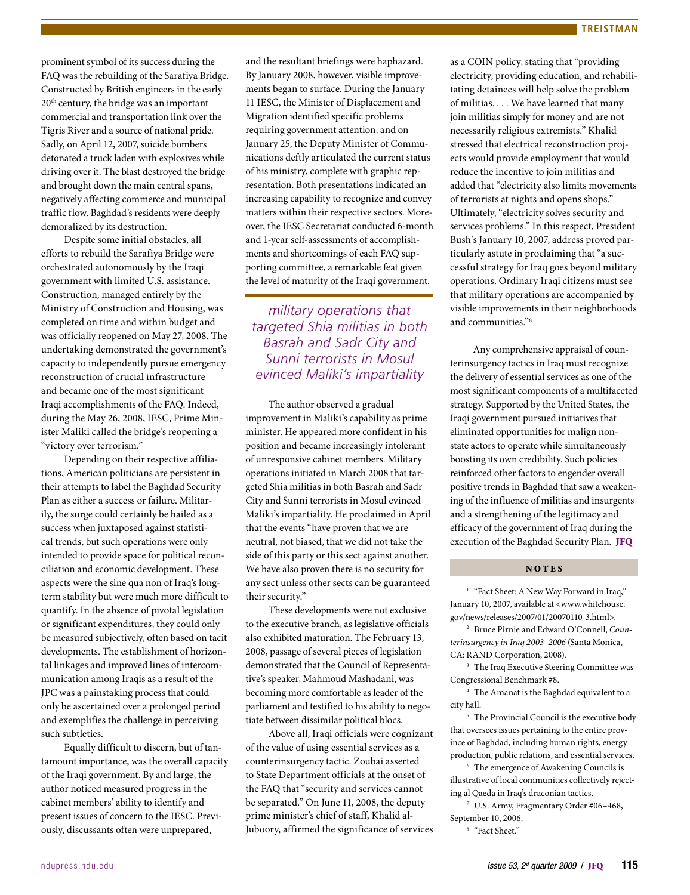prominent symbol of its success during the FAQ was the rebuilding of the Sarafiya Bridge. Constructed by British engineers in the early 20th century, the bridge was an important commercial and transportation link over the Tigris River and a source of national pride. Sadly, on April 12, 2007, suicide bombers detonated a truck laden with explosives while driving over it. The blast destroyed the bridge and brought down the main central spans, negatively affecting commerce and municipal traffic flow. Baghdad's residents were deeply demoralized by its destruction.

Despite some initial obstacles, all efforts to rebuild the Sarafiya Bridge were orchestrated autonomously by the Iraqi government with limited U.S. assistance. Construction, managed entirely by the Ministry of Construction and Housing, was completed on time and within budget and was officially reopened on May 27, 2008. The undertaking demonstrated the government's capacity to independently pursue emergency reconstruction of crucial infrastructure and became one of the most significant Iraqi accomplishments of the FAQ. Indeed, during the May 26, 2008, IESC, Prime Minister Maliki called the bridge's reopening a "victory over terrorism."

Depending on their respective affiliations, American politicians are persistent in their attempts to label the Baghdad Security Plan as either a success or failure. Militarily, the surge could certainly be hailed as a success when juxtaposed against statistical trends, but such operations were only intended to provide space for political reconciliation and economic development. These aspects were the sine qua non of Iraq's long-term stability but were much more difficult to quantify. In the absence of pivotal legislation or significant expenditures, they could only be measured subjectively, often based on tacit developments. The establishment of horizontal linkages and improved lines of intercommunication among Iraqis as a result of the JPC was a painstaking process that could only be ascertained over a prolonged period and exemplifies the challenge in perceiving such subtleties.

Equally difficult to discern, but of tantamount importance, was the overall capacity of the Iraqi government. By and large, the author noticed measured progress in the cabinet members' ability to identify and present issues of concern to the IESC. Previously, discussants often were unprepared, and the resultant briefings were haphazard. By January 2008, however, visible improvements began to surface. During the January 11 IESC, the Minister of Displacement and Migration identified specific problems requiring government attention, and on January 25, the Deputy Minister of Communications deftly articulated the current status of his ministry, complete with graphic representation. Both presentations indicated an increasing capability to recognize and convey matters within their respective sectors. Moreover, the IESC Secretariat conducted 6-month and 1-year self-assessments of accomplishments and shortcomings of each FAQ supporting committee, a remarkable feat given the level of maturity of the Iraqi government.

*military operations that targeted Shia militias in both Basrah and Sadr City and Sunni terrorists in Mosul evinced Maliki's impartiality*

The author observed a gradual improvement in Maliki's capability as prime minister. He appeared more confident in his position and became increasingly intolerant of unresponsive cabinet members. Military operations initiated in March 2008 that targeted Shia militias in both Basrah and Sadr City and Sunni terrorists in Mosul evinced Maliki's impartiality. He proclaimed in April that the events "have proven that we are neutral, not biased, that we did not take the side of this party or this sect against another. We have also proven there is no security for any sect unless other sects can be guaranteed their security."

These developments were not exclusive to the executive branch, as legislative officials also exhibited maturation. The February 13, 2008, passage of several pieces of legislation demonstrated that the Council of Representative's speaker, Mahmoud Mashadani, was becoming more comfortable as leader of the parliament and testified to his ability to negotiate between dissimilar political blocs.

Above all, Iraqi officials were cognizant of the value of using essential services as a counterinsurgency tactic. Zoubai asserted to State Department officials at the onset of the FAQ that "security and services cannot be separated." On June 11, 2008, the deputy prime minister's chief of staff, Khalid al-Juboory, affirmed the significance of services as a COIN policy, stating that "providing electricity, providing education, and rehabilitating detainees will help solve the problem of militias. . . . We have learned that many join militias simply for money and are not necessarily religious extremists." Khalid stressed that electrical reconstruction projects would provide employment that would reduce the incentive to join militias and added that "electricity also limits movements of terrorists at nights and opens shops." Ultimately, "electricity solves security and services problems." In this respect, President Bush's January 10, 2007, address proved particularly astute in proclaiming that "a successful strategy for Iraq goes beyond military operations. Ordinary Iraqi citizens must see that military operations are accompanied by visible improvements in their neighborhoods and communities."[8]

Any comprehensive appraisal of counterinsurgency tactics in Iraq must recognize the delivery of essential services as one of the most significant components of a multifaceted strategy. Supported by the United States, the Iraqi government pursued initiatives that eliminated opportunities for malign nonstate actors to operate while simultaneously boosting its own credibility. Such policies reinforced other factors to engender overall positive trends in Baghdad that saw a weakening of the influence of militias and insurgents and a strengthening of the legitimacy and efficacy of the government of Iraq during the execution of the Baghdad Security Plan. **JFQ**

## NOTES

1. "Fact Sheet: A New Way Forward in Iraq," January 10, 2007, available at <www.whitehouse.gov/news/releases/2007/01/20070110-3.html>.
2. Bruce Pirnie and Edward O'Connell, *Counterinsurgency in Iraq 2003–2006* (Santa Monica, CA: RAND Corporation, 2008).
3. The Iraq Executive Steering Committee was Congressional Benchmark #8.
4. The Amanat is the Baghdad equivalent to a city hall.
5. The Provincial Council is the executive body that oversees issues pertaining to the entire province of Baghdad, including human rights, energy production, public relations, and essential services.
6. The emergence of Awakening Councils is illustrative of local communities collectively rejecting al Qaeda in Iraq's draconian tactics.
7. U.S. Army, Fragmentary Order #06–468, September 10, 2006.
8. "Fact Sheet."